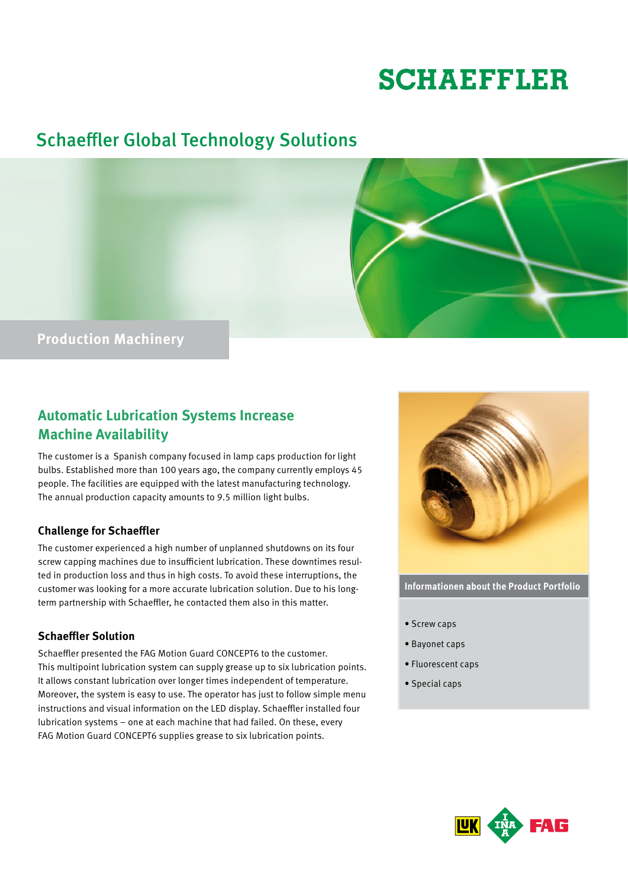# SCHAEFFLER

## Schaeffler Global Technology Solutions

**Production Machinery**

## Automatic Lubrication Systems Increase Machine Availability

The customer is a Spanish company focused in lamp caps production for light bulbs. Established more than 100 years ago, the company currently employs 45 people. The facilities are equipped with the latest manufacturing technology. The annual production capacity amounts to 9.5 million light bulbs.

### Challenge for Schaeffler

The customer experienced a high number of unplanned shutdowns on its four screw capping machines due to insufficient lubrication. These downtimes resulted in production loss and thus in high costs. To avoid these interruptions, the customer was looking for a more accurate lubrication solution. Due to his long-term partnership with Schaeffler, he contacted them also in this matter.

### Schaeffler Solution

Schaeffler presented the FAG Motion Guard CONCEPT6 to the customer. This multipoint lubrication system can supply grease up to six lubrication points. It allows constant lubrication over longer times independent of temperature. Moreover, the system is easy to use. The operator has just to follow simple menu instructions and visual information on the LED display. Schaeffler installed four lubrication systems – one at each machine that had failed. On these, every FAG Motion Guard CONCEPT6 supplies grease to six lubrication points.

**Informationen about the Product Portfolio**

- Screw caps
- Bayonet caps
- Fluorescent caps
- Special caps

LuK INA FAG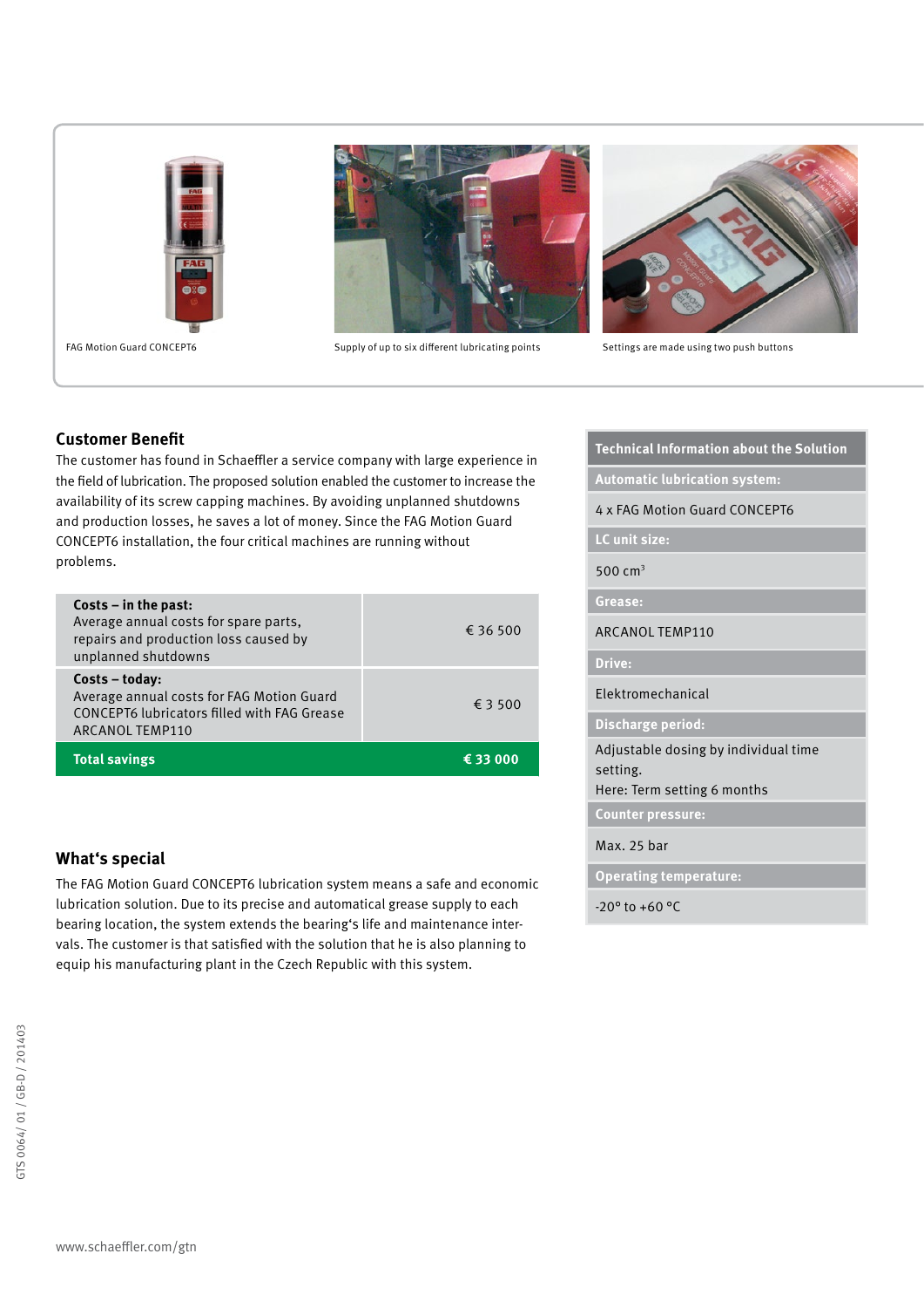FAG Motion Guard CONCEPT6

Supply of up to six different lubricating points

Settings are made using two push buttons

## Customer Benefit

The customer has found in Schaeffler a service company with large experience in the field of lubrication. The proposed solution enabled the customer to increase the availability of its screw capping machines. By avoiding unplanned shutdowns and production losses, he saves a lot of money. Since the FAG Motion Guard CONCEPT6 installation, the four critical machines are running without problems.

| | |
|---|---|
| **Costs – in the past:** Average annual costs for spare parts, repairs and production loss caused by unplanned shutdowns | € 36 500 |
| **Costs – today:** Average annual costs for FAG Motion Guard CONCEPT6 lubricators filled with FAG Grease ARCANOL TEMP110 | € 3 500 |
| **Total savings** | **€ 33 000** |

## What's special

The FAG Motion Guard CONCEPT6 lubrication system means a safe and economic lubrication solution. Due to its precise and automatical grease supply to each bearing location, the system extends the bearing's life and maintenance intervals. The customer is that satisfied with the solution that he is also planning to equip his manufacturing plant in the Czech Republic with this system.

| Technical Information about the Solution |
|---|
| **Automatic lubrication system:** |
| 4 x FAG Motion Guard CONCEPT6 |
| **LC unit size:** |
| 500 cm$^3$ |
| **Grease:** |
| ARCANOL TEMP110 |
| **Drive:** |
| Elektromechanical |
| **Discharge period:** |
| Adjustable dosing by individual time setting. Here: Term setting 6 months |
| **Counter pressure:** |
| Max. 25 bar |
| **Operating temperature:** |
| -20° to +60 °C |

GTS 0064/ 01 / GB-D / 201403

www.schaeffler.com/gtn